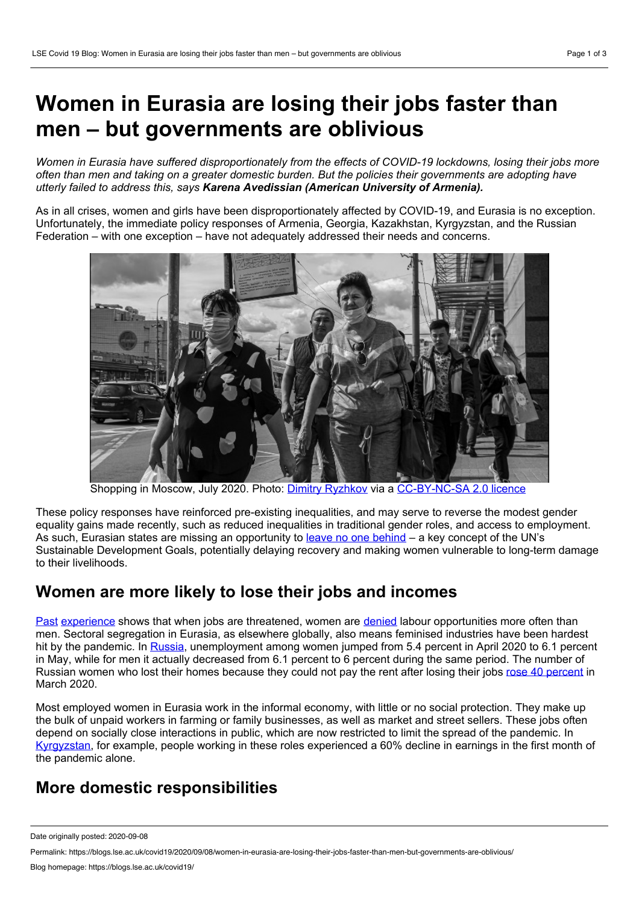# Women in Eurasia are losing their jobs faster than men – but governments are oblivious

*Women in Eurasia have suffered disproportionately from the effects of COVID-19 lockdowns, losing their jobs more often than men and taking on a greater domestic burden. But the policies their governments are adopting have utterly failed to address this, says* ***Karena Avedissian (American University of Armenia).***

As in all crises, women and girls have been disproportionately affected by COVID-19, and Eurasia is no exception. Unfortunately, the immediate policy responses of Armenia, Georgia, Kazakhstan, Kyrgyzstan, and the Russian Federation – with one exception – have not adequately addressed their needs and concerns.

Shopping in Moscow, July 2020. Photo: Dimitry Ryzhkov via a CC-BY-NC-SA 2.0 licence

These policy responses have reinforced pre-existing inequalities, and may serve to reverse the modest gender equality gains made recently, such as reduced inequalities in traditional gender roles, and access to employment. As such, Eurasian states are missing an opportunity to leave no one behind – a key concept of the UN's Sustainable Development Goals, potentially delaying recovery and making women vulnerable to long-term damage to their livelihoods.

## Women are more likely to lose their jobs and incomes

Past experience shows that when jobs are threatened, women are denied labour opportunities more often than men. Sectoral segregation in Eurasia, as elsewhere globally, also means feminised industries have been hardest hit by the pandemic. In Russia, unemployment among women jumped from 5.4 percent in April 2020 to 6.1 percent in May, while for men it actually decreased from 6.1 percent to 6 percent during the same period. The number of Russian women who lost their homes because they could not pay the rent after losing their jobs rose 40 percent in March 2020.

Most employed women in Eurasia work in the informal economy, with little or no social protection. They make up the bulk of unpaid workers in farming or family businesses, as well as market and street sellers. These jobs often depend on socially close interactions in public, which are now restricted to limit the spread of the pandemic. In Kyrgyzstan, for example, people working in these roles experienced a 60% decline in earnings in the first month of the pandemic alone.

## More domestic responsibilities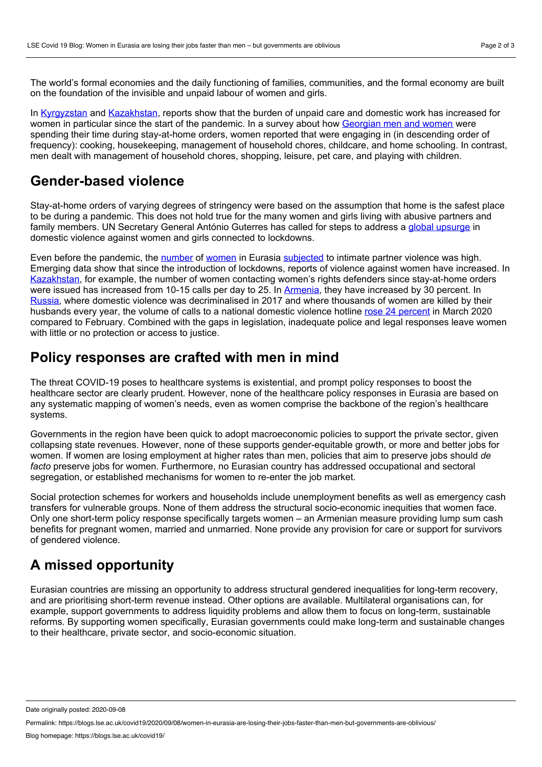The world's formal economies and the daily functioning of families, communities, and the formal economy are built on the foundation of the invisible and unpaid labour of women and girls.

In Kyrgyzstan and Kazakhstan, reports show that the burden of unpaid care and domestic work has increased for women in particular since the start of the pandemic. In a survey about how Georgian men and women were spending their time during stay-at-home orders, women reported that were engaging in (in descending order of frequency): cooking, housekeeping, management of household chores, childcare, and home schooling. In contrast, men dealt with management of household chores, shopping, leisure, pet care, and playing with children.

## Gender-based violence

Stay-at-home orders of varying degrees of stringency were based on the assumption that home is the safest place to be during a pandemic. This does not hold true for the many women and girls living with abusive partners and family members. UN Secretary General António Guterres has called for steps to address a global upsurge in domestic violence against women and girls connected to lockdowns.

Even before the pandemic, the number of women in Eurasia subjected to intimate partner violence was high. Emerging data show that since the introduction of lockdowns, reports of violence against women have increased. In Kazakhstan, for example, the number of women contacting women's rights defenders since stay-at-home orders were issued has increased from 10-15 calls per day to 25. In Armenia, they have increased by 30 percent. In Russia, where domestic violence was decriminalised in 2017 and where thousands of women are killed by their husbands every year, the volume of calls to a national domestic violence hotline rose 24 percent in March 2020 compared to February. Combined with the gaps in legislation, inadequate police and legal responses leave women with little or no protection or access to justice.

## Policy responses are crafted with men in mind

The threat COVID-19 poses to healthcare systems is existential, and prompt policy responses to boost the healthcare sector are clearly prudent. However, none of the healthcare policy responses in Eurasia are based on any systematic mapping of women's needs, even as women comprise the backbone of the region's healthcare systems.

Governments in the region have been quick to adopt macroeconomic policies to support the private sector, given collapsing state revenues. However, none of these supports gender-equitable growth, or more and better jobs for women. If women are losing employment at higher rates than men, policies that aim to preserve jobs should *de facto* preserve jobs for women. Furthermore, no Eurasian country has addressed occupational and sectoral segregation, or established mechanisms for women to re-enter the job market.

Social protection schemes for workers and households include unemployment benefits as well as emergency cash transfers for vulnerable groups. None of them address the structural socio-economic inequities that women face. Only one short-term policy response specifically targets women – an Armenian measure providing lump sum cash benefits for pregnant women, married and unmarried. None provide any provision for care or support for survivors of gendered violence.

## A missed opportunity

Eurasian countries are missing an opportunity to address structural gendered inequalities for long-term recovery, and are prioritising short-term revenue instead. Other options are available. Multilateral organisations can, for example, support governments to address liquidity problems and allow them to focus on long-term, sustainable reforms. By supporting women specifically, Eurasian governments could make long-term and sustainable changes to their healthcare, private sector, and socio-economic situation.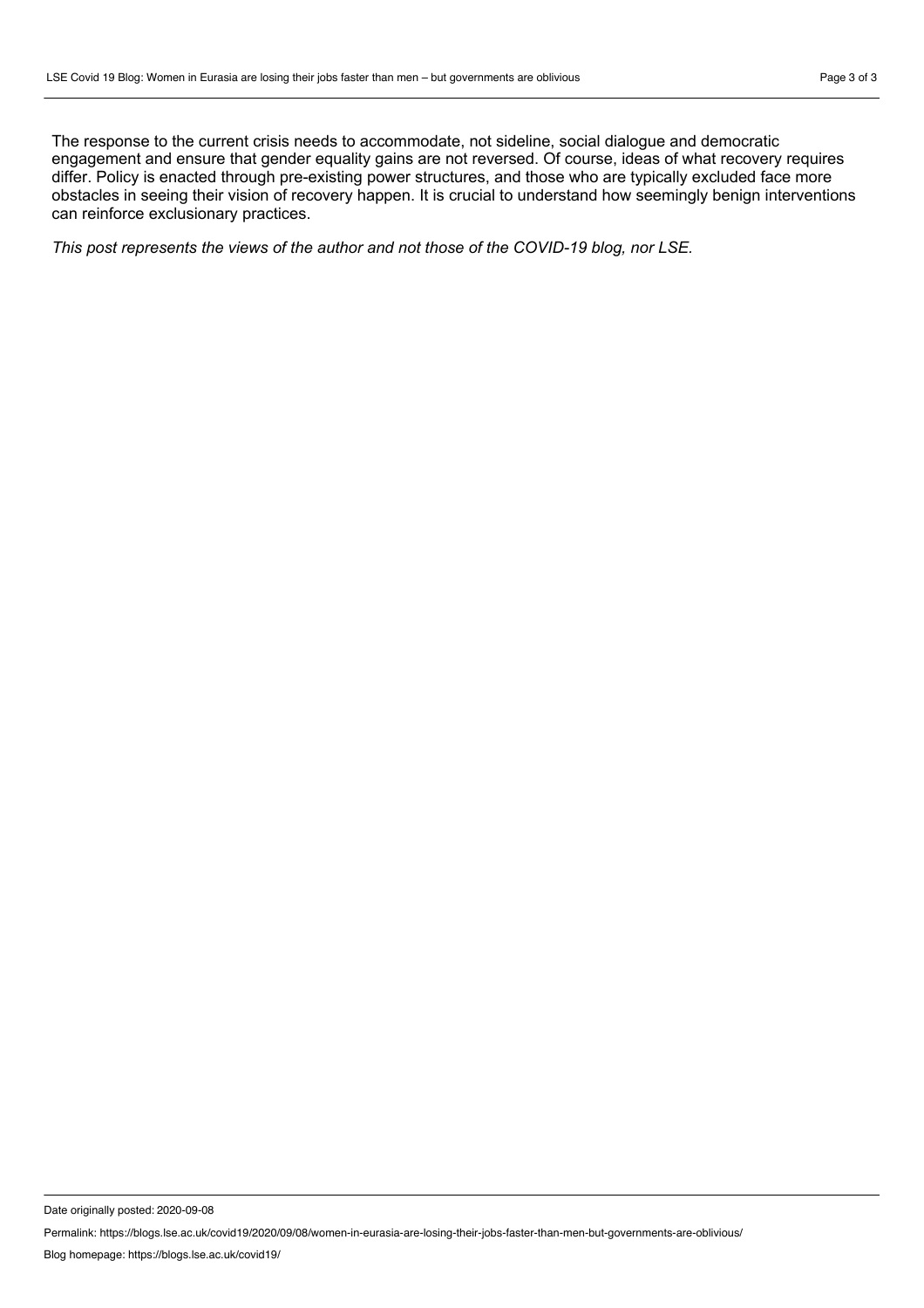The response to the current crisis needs to accommodate, not sideline, social dialogue and democratic engagement and ensure that gender equality gains are not reversed. Of course, ideas of what recovery requires differ. Policy is enacted through pre-existing power structures, and those who are typically excluded face more obstacles in seeing their vision of recovery happen. It is crucial to understand how seemingly benign interventions can reinforce exclusionary practices.

*This post represents the views of the author and not those of the COVID-19 blog, nor LSE.*

Date originally posted: 2020-09-08

Permalink: https://blogs.lse.ac.uk/covid19/2020/09/08/women-in-eurasia-are-losing-their-jobs-faster-than-men-but-governments-are-oblivious/

Blog homepage: https://blogs.lse.ac.uk/covid19/